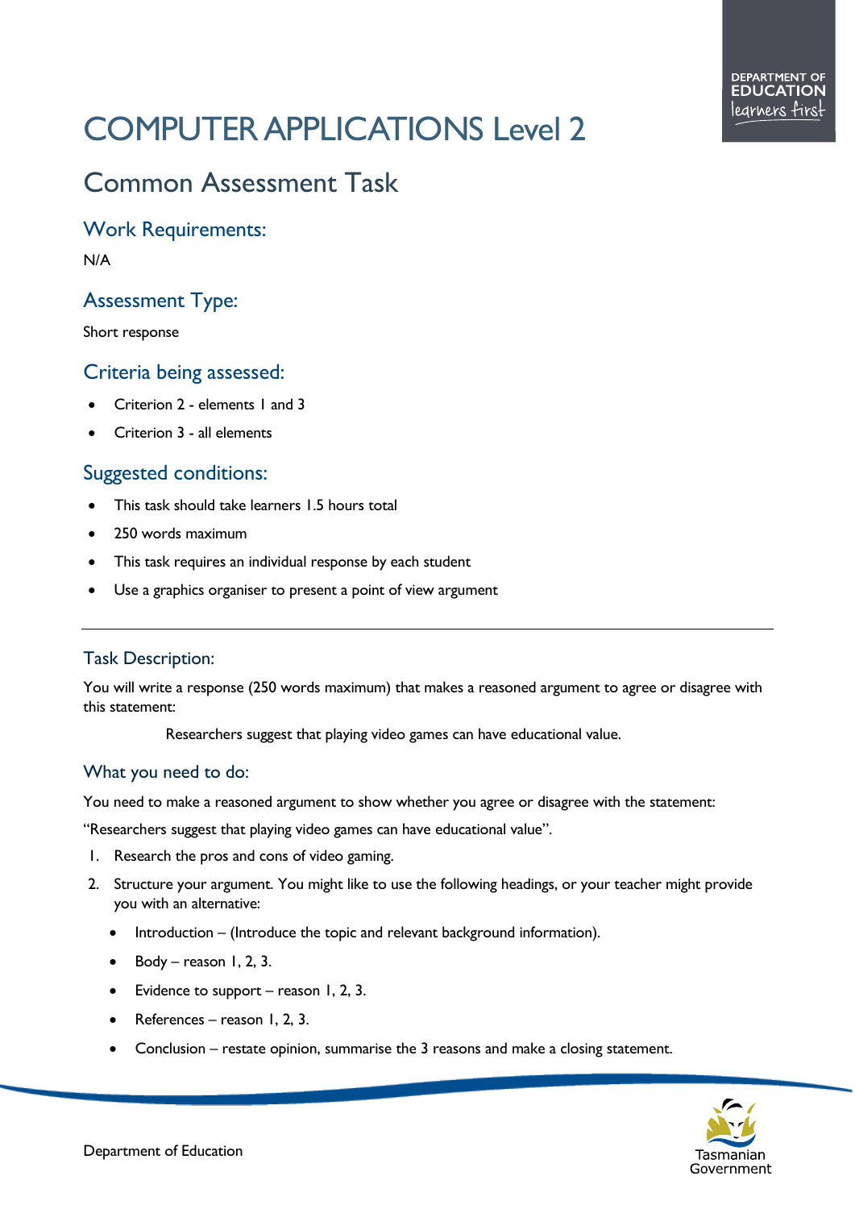# COMPUTER APPLICATIONS Level 2

## Common Assessment Task

### Work Requirements:

N/A

### Assessment Type:

Short response

### Criteria being assessed:

- Criterion 2 - elements 1 and 3
- Criterion 3 - all elements

### Suggested conditions:

- This task should take learners 1.5 hours total
- 250 words maximum
- This task requires an individual response by each student
- Use a graphics organiser to present a point of view argument

---

### Task Description:

You will write a response (250 words maximum) that makes a reasoned argument to agree or disagree with this statement:

> Researchers suggest that playing video games can have educational value.

### What you need to do:

You need to make a reasoned argument to show whether you agree or disagree with the statement:

"Researchers suggest that playing video games can have educational value".

1. Research the pros and cons of video gaming.
2. Structure your argument. You might like to use the following headings, or your teacher might provide you with an alternative:
   - Introduction – (Introduce the topic and relevant background information).
   - Body – reason 1, 2, 3.
   - Evidence to support – reason 1, 2, 3.
   - References – reason 1, 2, 3.
   - Conclusion – restate opinion, summarise the 3 reasons and make a closing statement.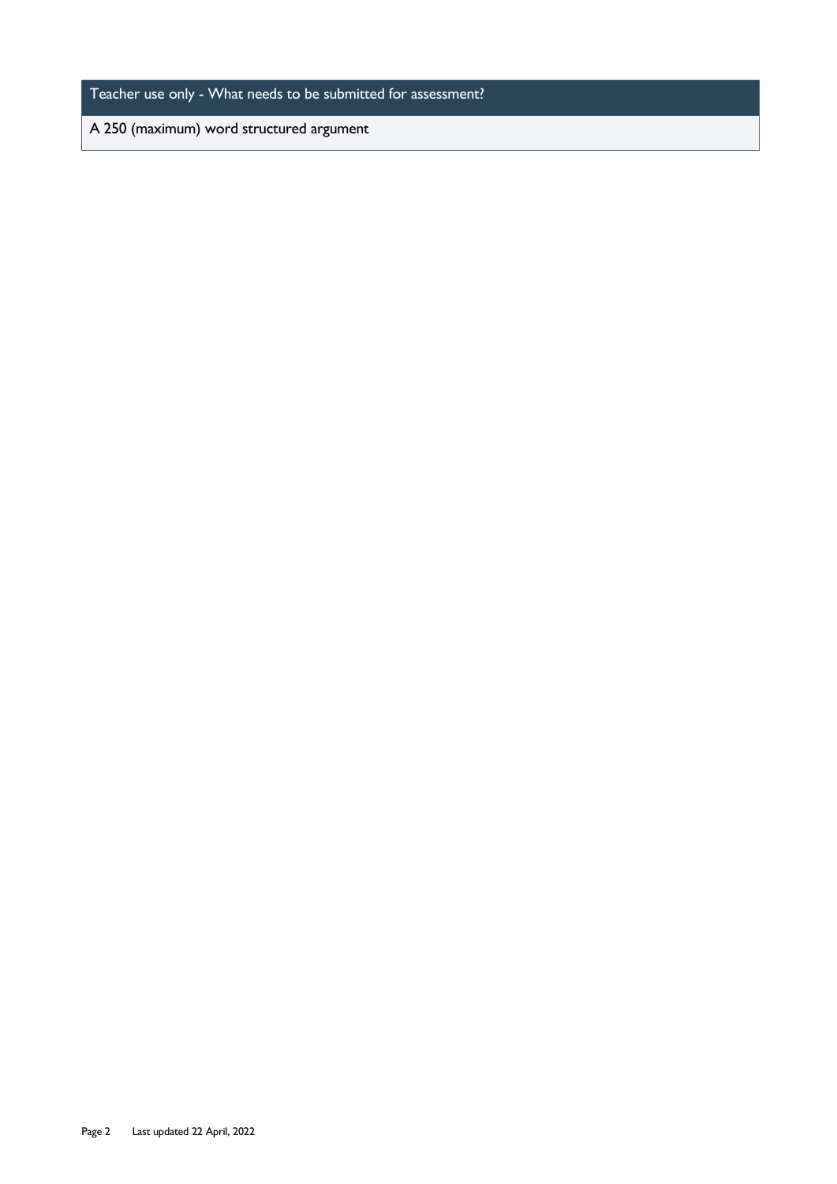| Teacher use only - What needs to be submitted for assessment? |
| --- |
| A 250 (maximum) word structured argument |